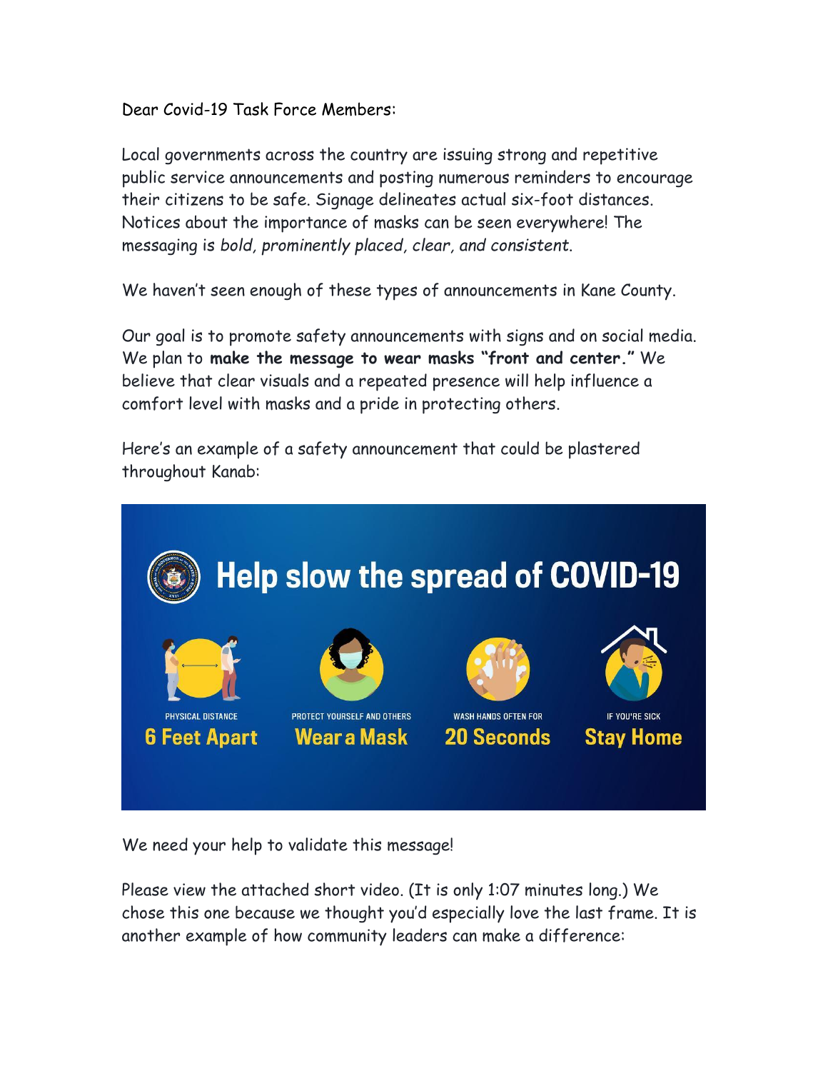Dear Covid-19 Task Force Members:

Local governments across the country are issuing strong and repetitive public service announcements and posting numerous reminders to encourage their citizens to be safe. Signage delineates actual six-foot distances. Notices about the importance of masks can be seen everywhere! The messaging is *bold, prominently placed, clear, and consistent.*

We haven't seen enough of these types of announcements in Kane County.

Our goal is to promote safety announcements with signs and on social media. We plan to **make the message to wear masks "front and center."** We believe that clear visuals and a repeated presence will help influence a comfort level with masks and a pride in protecting others.

Here's an example of a safety announcement that could be plastered throughout Kanab:

Help slow the spread of COVID-19

PHYSICAL DISTANCE **6 Feet Apart**

PROTECT YOURSELF AND OTHERS **Wear a Mask**

WASH HANDS OFTEN FOR **20 Seconds**

IF YOU'RE SICK **Stay Home**

We need your help to validate this message!

Please view the attached short video. (It is only 1:07 minutes long.) We chose this one because we thought you'd especially love the last frame. It is another example of how community leaders can make a difference: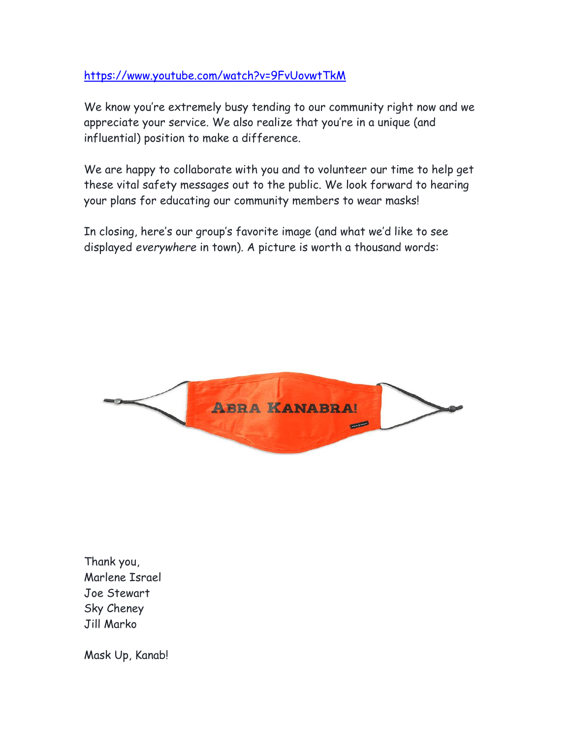https://www.youtube.com/watch?v=9FvUovwtTkM

We know you're extremely busy tending to our community right now and we appreciate your service. We also realize that you're in a unique (and influential) position to make a difference.

We are happy to collaborate with you and to volunteer our time to help get these vital safety messages out to the public. We look forward to hearing your plans for educating our community members to wear masks!

In closing, here's our group's favorite image (and what we'd like to see displayed *everywhere* in town). A picture is worth a thousand words:

ABRA KANABRA!

Thank you,
Marlene Israel
Joe Stewart
Sky Cheney
Jill Marko

Mask Up, Kanab!